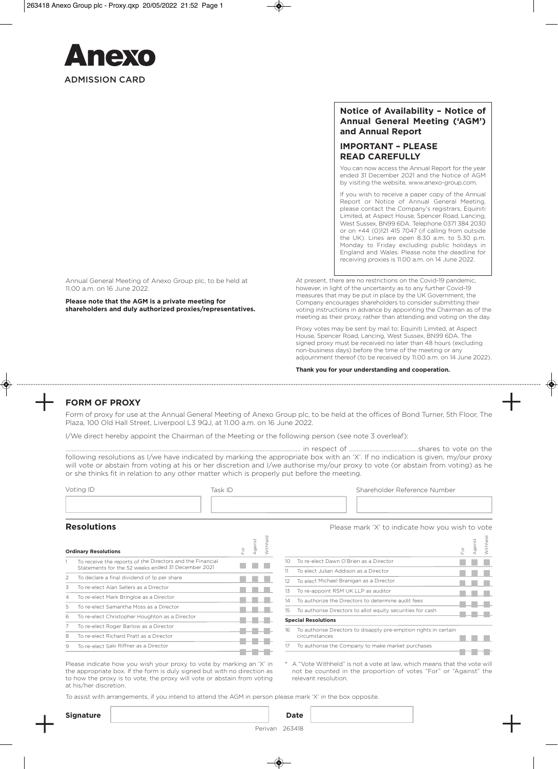# Anexo

ADMISSION CARD

**Notice of Availability – Notice of Annual General Meeting ('AGM') and Annual Report**

**IMPORTANT – PLEASE READ CAREFULLY**

You can now access the Annual Report for the year ended 31 December 2021 and the Notice of AGM by visiting the website, www.anexo-group.com.

If you wish to receive a paper copy of the Annual Report or Notice of Annual General Meeting, please contact the Company's registrars, Equiniti Limited, at Aspect House, Spencer Road, Lancing, West Sussex, BN99 6DA. Telephone 0371 384 2030 or on +44 (0)121 415 7047 (if calling from outside the UK). Lines are open 8.30 a.m. to 5.30 p.m. Monday to Friday excluding public holidays in England and Wales. Please note the deadline for receiving proxies is 11.00 a.m. on 14 June 2022.

Annual General Meeting of Anexo Group plc, to be held at 11.00 a.m. on 16 June 2022.

**Please note that the AGM is a private meeting for shareholders and duly authorized proxies/representatives.**

At present, there are no restrictions on the Covid-19 pandemic, however, in light of the uncertainty as to any further Covid-19 measures that may be put in place by the UK Government, the Company encourages shareholders to consider submitting their voting instructions in advance by appointing the Chairman as of the meeting as their proxy, rather than attending and voting on the day.

Proxy votes may be sent by mail to: Equiniti Limited, at Aspect House, Spencer Road, Lancing, West Sussex, BN99 6DA. The signed proxy must be received no later than 48 hours (excluding non-business days) before the time of the meeting or any adjournment thereof (to be received by 11.00 a.m. on 14 June 2022).

**Thank you for your understanding and cooperation.**

## FORM OF PROXY

Form of proxy for use at the Annual General Meeting of Anexo Group plc, to be held at the offices of Bond Turner, 5th Floor, The Plaza, 100 Old Hall Street, Liverpool L3 9QJ, at 11.00 a.m. on 16 June 2022.

I/We direct hereby appoint the Chairman of the Meeting or the following person (see note 3 overleaf):

........................................................................................................................ in respect of ........................................shares to vote on the following resolutions as I/we have indicated by marking the appropriate box with an 'X'. If no indication is given, my/our proxy will vote or abstain from voting at his or her discretion and I/we authorise my/our proxy to vote (or abstain from voting) as he or she thinks fit in relation to any other matter which is properly put before the meeting.

| Voting ID | Task ID | Shareholder Reference Number |
|---|---|---|
| | | |

## Resolutions

Please mark 'X' to indicate how you wish to vote

| | **Ordinary Resolutions** | For | Against | Withheld |
|---|---|---|---|---|
| 1 | To receive the reports of the Directors and the Financial Statements for the 52 weeks ended 31 December 2021 | | | |
| 2 | To declare a final dividend of 1p per share | | | |
| 3 | To re-elect Alan Sellers as a Director | | | |
| 4 | To re-elect Mark Bringloe as a Director | | | |
| 5 | To re-elect Samantha Moss as a Director | | | |
| 6 | To re-elect Christopher Houghton as a Director | | | |
| 7 | To re-elect Roger Barlow as a Director | | | |
| 8 | To re-elect Richard Pratt as a Director | | | |
| 9 | To re-elect Saki Riffner as a Director | | | |
| 10 | To re-elect Dawn O'Brien as a Director | | | |
| 11 | To elect Julian Addison as a Director | | | |
| 12 | To elect Michael Branigan as a Director | | | |
| 13 | To re-appoint RSM UK LLP as auditor | | | |
| 14 | To authorize the Directors to determine audit fees | | | |
| 15 | To authorise Directors to allot equity securities for cash | | | |
| | **Special Resolutions** | | | |
| 16 | To authorise Directors to disapply pre-emption rights in certain circumstances | | | |
| 17 | To authorise the Company to make market purchases | | | |

Please indicate how you wish your proxy to vote by marking an 'X' in the appropriate box. If the form is duly signed but with no direction as to how the proxy is to vote, the proxy will vote or abstain from voting at his/her discretion.

* A "Vote Withheld" is not a vote at law, which means that the vote will not be counted in the proportion of votes "For" or "Against" the relevant resolution.

To assist with arrangements, if you intend to attend the AGM in person please mark 'X' in the box opposite.

**Signature** | **Date**

Perivan 263418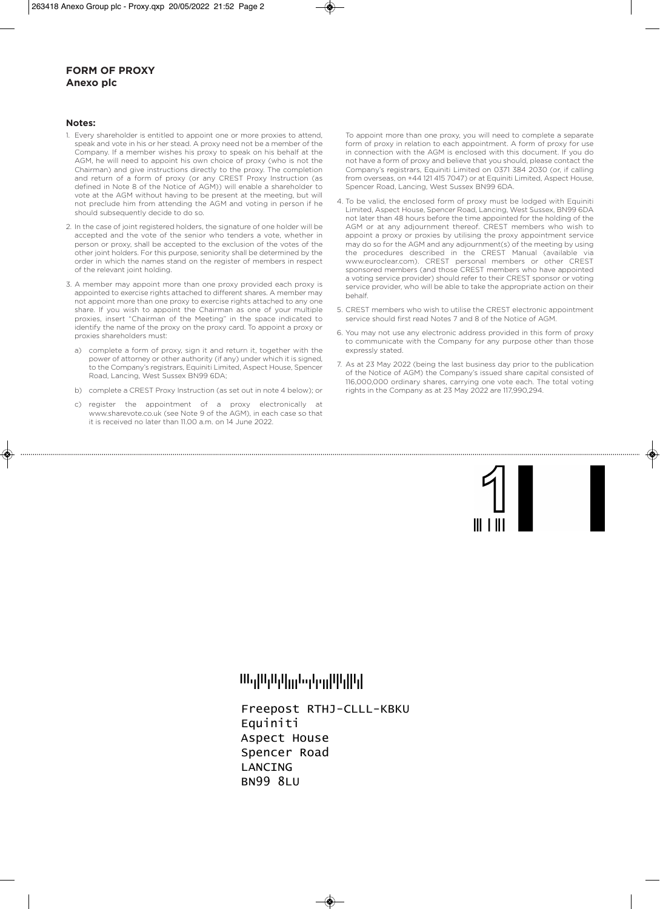## FORM OF PROXY
**Anexo plc**

**Notes:**

1. Every shareholder is entitled to appoint one or more proxies to attend, speak and vote in his or her stead. A proxy need not be a member of the Company. If a member wishes his proxy to speak on his behalf at the AGM, he will need to appoint his own choice of proxy (who is not the Chairman) and give instructions directly to the proxy. The completion and return of a form of proxy (or any CREST Proxy Instruction (as defined in Note 8 of the Notice of AGM)) will enable a shareholder to vote at the AGM without having to be present at the meeting, but will not preclude him from attending the AGM and voting in person if he should subsequently decide to do so.

2. In the case of joint registered holders, the signature of one holder will be accepted and the vote of the senior who tenders a vote, whether in person or proxy, shall be accepted to the exclusion of the votes of the other joint holders. For this purpose, seniority shall be determined by the order in which the names stand on the register of members in respect of the relevant joint holding.

3. A member may appoint more than one proxy provided each proxy is appointed to exercise rights attached to different shares. A member may not appoint more than one proxy to exercise rights attached to any one share. If you wish to appoint the Chairman as one of your multiple proxies, insert "Chairman of the Meeting" in the space indicated to identify the name of the proxy on the proxy card. To appoint a proxy or proxies shareholders must:

   a) complete a form of proxy, sign it and return it, together with the power of attorney or other authority (if any) under which it is signed, to the Company's registrars, Equiniti Limited, Aspect House, Spencer Road, Lancing, West Sussex BN99 6DA;

   b) complete a CREST Proxy Instruction (as set out in note 4 below); or

   c) register the appointment of a proxy electronically at www.sharevote.co.uk (see Note 9 of the AGM), in each case so that it is received no later than 11.00 a.m. on 14 June 2022.

   To appoint more than one proxy, you will need to complete a separate form of proxy in relation to each appointment. A form of proxy for use in connection with the AGM is enclosed with this document. If you do not have a form of proxy and believe that you should, please contact the Company's registrars, Equiniti Limited on 0371 384 2030 (or, if calling from overseas, on +44 121 415 7047) or at Equiniti Limited, Aspect House, Spencer Road, Lancing, West Sussex BN99 6DA.

4. To be valid, the enclosed form of proxy must be lodged with Equiniti Limited, Aspect House, Spencer Road, Lancing, West Sussex, BN99 6DA not later than 48 hours before the time appointed for the holding of the AGM or at any adjournment thereof. CREST members who wish to appoint a proxy or proxies by utilising the proxy appointment service may do so for the AGM and any adjournment(s) of the meeting by using the procedures described in the CREST Manual (available via www.euroclear.com). CREST personal members or other CREST sponsored members (and those CREST members who have appointed a voting service provider) should refer to their CREST sponsor or voting service provider, who will be able to take the appropriate action on their behalf.

5. CREST members who wish to utilise the CREST electronic appointment service should first read Notes 7 and 8 of the Notice of AGM.

6. You may not use any electronic address provided in this form of proxy to communicate with the Company for any purpose other than those expressly stated.

7. As at 23 May 2022 (being the last business day prior to the publication of the Notice of AGM) the Company's issued share capital consisted of 116,000,000 ordinary shares, carrying one vote each. The total voting rights in the Company as at 23 May 2022 are 117,990,294.

1

Freepost RTHJ-CLLL-KBKU
Equiniti
Aspect House
Spencer Road
LANCING
BN99 8LU